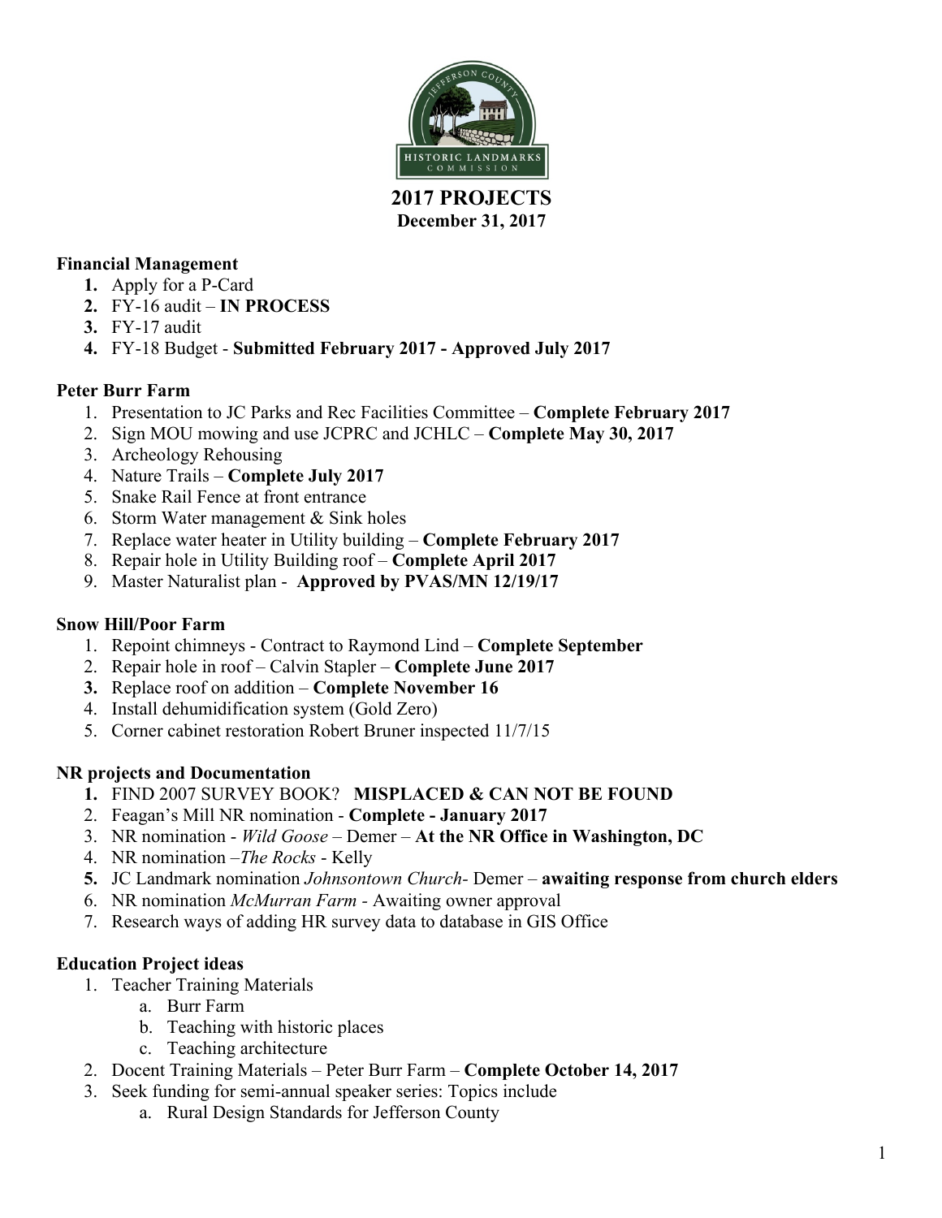# 2017 PROJECTS

**December 31, 2017**

**Financial Management**

1. Apply for a P-Card
2. FY-16 audit – **IN PROCESS**
3. FY-17 audit
4. FY-18 Budget - **Submitted February 2017 - Approved July 2017**

**Peter Burr Farm**

1. Presentation to JC Parks and Rec Facilities Committee – **Complete February 2017**
2. Sign MOU mowing and use JCPRC and JCHLC – **Complete May 30, 2017**
3. Archeology Rehousing
4. Nature Trails – **Complete July 2017**
5. Snake Rail Fence at front entrance
6. Storm Water management & Sink holes
7. Replace water heater in Utility building – **Complete February 2017**
8. Repair hole in Utility Building roof – **Complete April 2017**
9. Master Naturalist plan - **Approved by PVAS/MN 12/19/17**

**Snow Hill/Poor Farm**

1. Repoint chimneys - Contract to Raymond Lind – **Complete September**
2. Repair hole in roof – Calvin Stapler – **Complete June 2017**
3. Replace roof on addition – **Complete November 16**
4. Install dehumidification system (Gold Zero)
5. Corner cabinet restoration Robert Bruner inspected 11/7/15

**NR projects and Documentation**

1. FIND 2007 SURVEY BOOK? **MISPLACED & CAN NOT BE FOUND**
2. Feagan's Mill NR nomination - **Complete - January 2017**
3. NR nomination - *Wild Goose* – Demer – **At the NR Office in Washington, DC**
4. NR nomination –*The Rocks* - Kelly
5. JC Landmark nomination *Johnsontown Church*- Demer – **awaiting response from church elders**
6. NR nomination *McMurran Farm* - Awaiting owner approval
7. Research ways of adding HR survey data to database in GIS Office

**Education Project ideas**

1. Teacher Training Materials
   a. Burr Farm
   b. Teaching with historic places
   c. Teaching architecture
2. Docent Training Materials – Peter Burr Farm – **Complete October 14, 2017**
3. Seek funding for semi-annual speaker series: Topics include
   a. Rural Design Standards for Jefferson County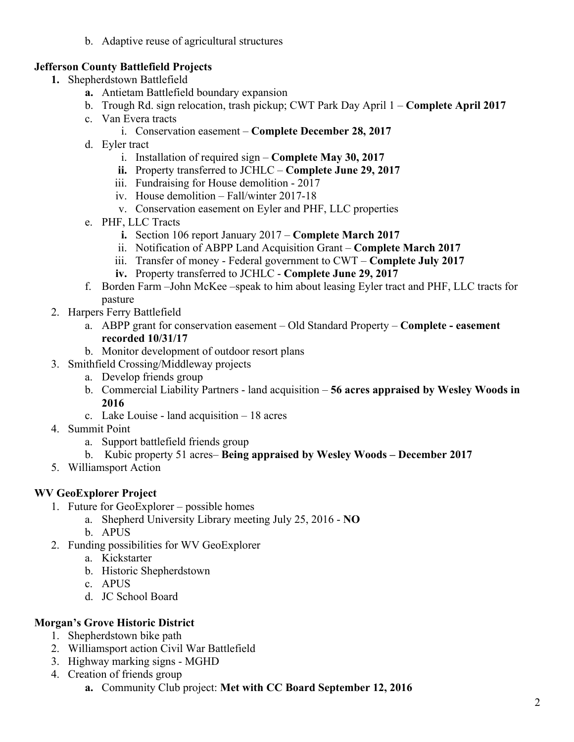b. Adaptive reuse of agricultural structures

**Jefferson County Battlefield Projects**

1. Shepherdstown Battlefield
   a. Antietam Battlefield boundary expansion
   b. Trough Rd. sign relocation, trash pickup; CWT Park Day April 1 – **Complete April 2017**
   c. Van Evera tracts
      i. Conservation easement – **Complete December 28, 2017**
   d. Eyler tract
      i. Installation of required sign – **Complete May 30, 2017**
      ii. Property transferred to JCHLC – **Complete June 29, 2017**
      iii. Fundraising for House demolition - 2017
      iv. House demolition – Fall/winter 2017-18
      v. Conservation easement on Eyler and PHF, LLC properties
   e. PHF, LLC Tracts
      i. Section 106 report January 2017 – **Complete March 2017**
      ii. Notification of ABPP Land Acquisition Grant – **Complete March 2017**
      iii. Transfer of money - Federal government to CWT – **Complete July 2017**
      iv. Property transferred to JCHLC - **Complete June 29, 2017**
   f. Borden Farm –John McKee –speak to him about leasing Eyler tract and PHF, LLC tracts for pasture
2. Harpers Ferry Battlefield
   a. ABPP grant for conservation easement – Old Standard Property – **Complete - easement recorded 10/31/17**
   b. Monitor development of outdoor resort plans
3. Smithfield Crossing/Middleway projects
   a. Develop friends group
   b. Commercial Liability Partners - land acquisition – **56 acres appraised by Wesley Woods in 2016**
   c. Lake Louise - land acquisition – 18 acres
4. Summit Point
   a. Support battlefield friends group
   b. Kubic property 51 acres– **Being appraised by Wesley Woods – December 2017**
5. Williamsport Action

**WV GeoExplorer Project**

1. Future for GeoExplorer – possible homes
   a. Shepherd University Library meeting July 25, 2016 - **NO**
   b. APUS
2. Funding possibilities for WV GeoExplorer
   a. Kickstarter
   b. Historic Shepherdstown
   c. APUS
   d. JC School Board

**Morgan's Grove Historic District**

1. Shepherdstown bike path
2. Williamsport action Civil War Battlefield
3. Highway marking signs - MGHD
4. Creation of friends group
   a. Community Club project: **Met with CC Board September 12, 2016**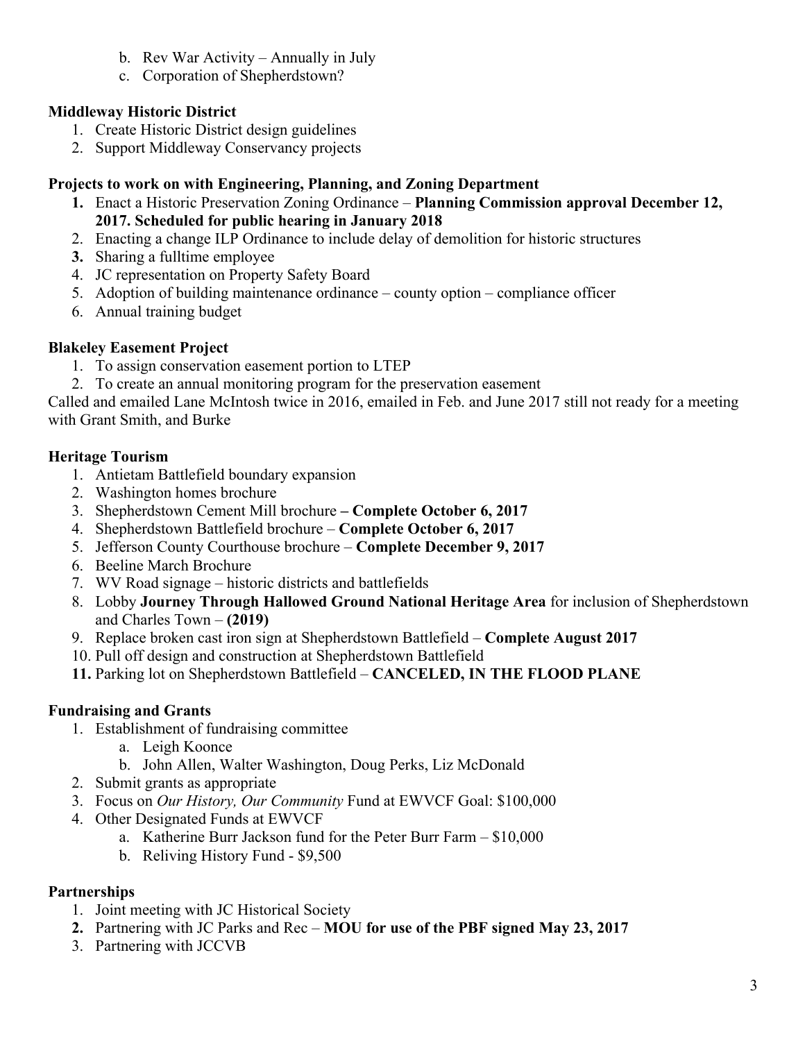b. Rev War Activity – Annually in July
c. Corporation of Shepherdstown?

**Middleway Historic District**

1. Create Historic District design guidelines
2. Support Middleway Conservancy projects

**Projects to work on with Engineering, Planning, and Zoning Department**

1. Enact a Historic Preservation Zoning Ordinance – **Planning Commission approval December 12, 2017. Scheduled for public hearing in January 2018**
2. Enacting a change ILP Ordinance to include delay of demolition for historic structures
3. Sharing a fulltime employee
4. JC representation on Property Safety Board
5. Adoption of building maintenance ordinance – county option – compliance officer
6. Annual training budget

**Blakeley Easement Project**

1. To assign conservation easement portion to LTEP
2. To create an annual monitoring program for the preservation easement

Called and emailed Lane McIntosh twice in 2016, emailed in Feb. and June 2017 still not ready for a meeting with Grant Smith, and Burke

**Heritage Tourism**

1. Antietam Battlefield boundary expansion
2. Washington homes brochure
3. Shepherdstown Cement Mill brochure **– Complete October 6, 2017**
4. Shepherdstown Battlefield brochure – **Complete October 6, 2017**
5. Jefferson County Courthouse brochure – **Complete December 9, 2017**
6. Beeline March Brochure
7. WV Road signage – historic districts and battlefields
8. Lobby **Journey Through Hallowed Ground National Heritage Area** for inclusion of Shepherdstown and Charles Town – **(2019)**
9. Replace broken cast iron sign at Shepherdstown Battlefield – **Complete August 2017**
10. Pull off design and construction at Shepherdstown Battlefield
11. Parking lot on Shepherdstown Battlefield – **CANCELED, IN THE FLOOD PLANE**

**Fundraising and Grants**

1. Establishment of fundraising committee
   a. Leigh Koonce
   b. John Allen, Walter Washington, Doug Perks, Liz McDonald
2. Submit grants as appropriate
3. Focus on *Our History, Our Community* Fund at EWVCF Goal: $100,000
4. Other Designated Funds at EWVCF
   a. Katherine Burr Jackson fund for the Peter Burr Farm – $10,000
   b. Reliving History Fund - $9,500

**Partnerships**

1. Joint meeting with JC Historical Society
2. Partnering with JC Parks and Rec – **MOU for use of the PBF signed May 23, 2017**
3. Partnering with JCCVB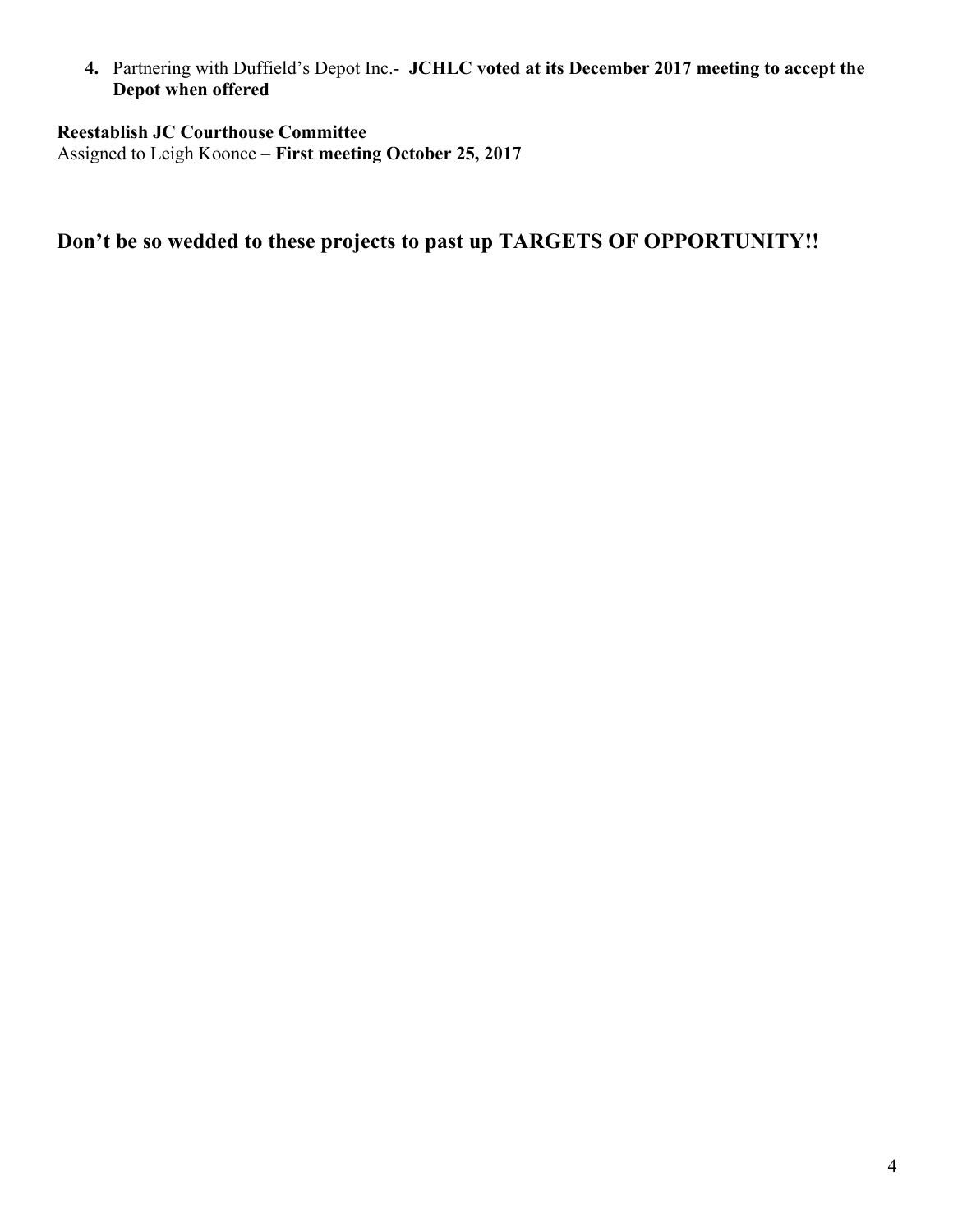4. Partnering with Duffield's Depot Inc.- **JCHLC voted at its December 2017 meeting to accept the Depot when offered**

**Reestablish JC Courthouse Committee**
Assigned to Leigh Koonce – **First meeting October 25, 2017**

## Don't be so wedded to these projects to past up TARGETS OF OPPORTUNITY!!